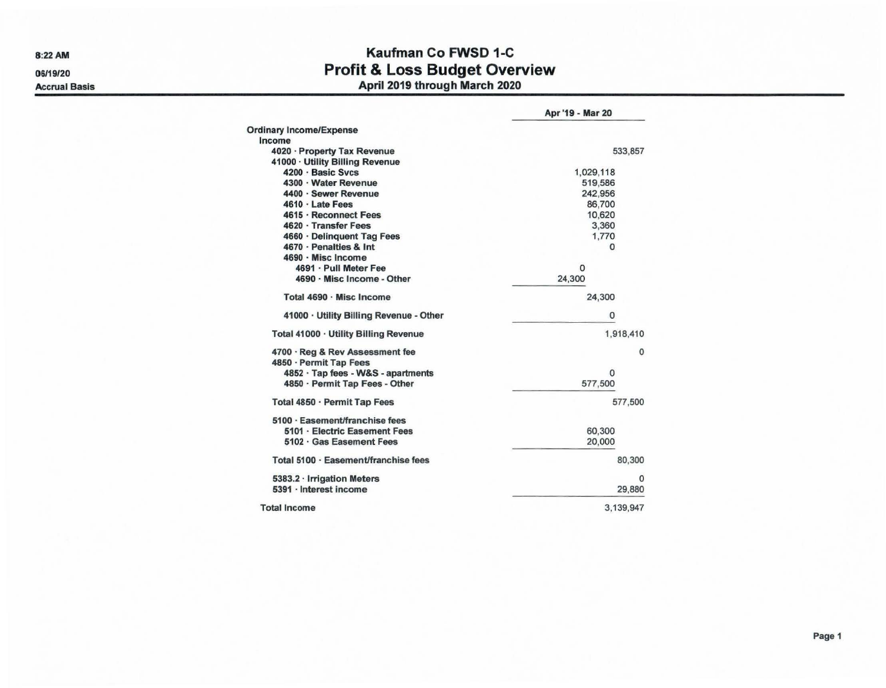8:22 AM
06/19/20
Accrual Basis

# Kaufman Co FWSD 1-C
## Profit & Loss Budget Overview
### April 2019 through March 2020

| | | Apr '19 - Mar 20 |
|---|---|---|
| **Ordinary Income/Expense** | | |
| **Income** | | |
| 4020 · Property Tax Revenue | | 533,857 |
| 41000 · Utility Billing Revenue | | |
| 4200 · Basic Svcs | 1,029,118 | |
| 4300 · Water Revenue | 519,586 | |
| 4400 · Sewer Revenue | 242,956 | |
| 4610 · Late Fees | 86,700 | |
| 4615 · Reconnect Fees | 10,620 | |
| 4620 · Transfer Fees | 3,360 | |
| 4660 · Delinquent Tag Fees | 1,770 | |
| 4670 · Penalties & Int | 0 | |
| 4690 · Misc Income | | |
| 4691 · Pull Meter Fee | 0 | |
| 4690 · Misc Income - Other | 24,300 | |
| Total 4690 · Misc Income | 24,300 | |
| 41000 · Utility Billing Revenue - Other | 0 | |
| Total 41000 · Utility Billing Revenue | | 1,918,410 |
| 4700 · Reg & Rev Assessment fee | | 0 |
| 4850 · Permit Tap Fees | | |
| 4852 · Tap fees - W&S - apartments | 0 | |
| 4850 · Permit Tap Fees - Other | 577,500 | |
| Total 4850 · Permit Tap Fees | | 577,500 |
| 5100 · Easement/franchise fees | | |
| 5101 · Electric Easement Fees | 60,300 | |
| 5102 · Gas Easement Fees | 20,000 | |
| Total 5100 · Easement/franchise fees | | 80,300 |
| 5383.2 · Irrigation Meters | | 0 |
| 5391 · Interest income | | 29,880 |
| **Total Income** | | 3,139,947 |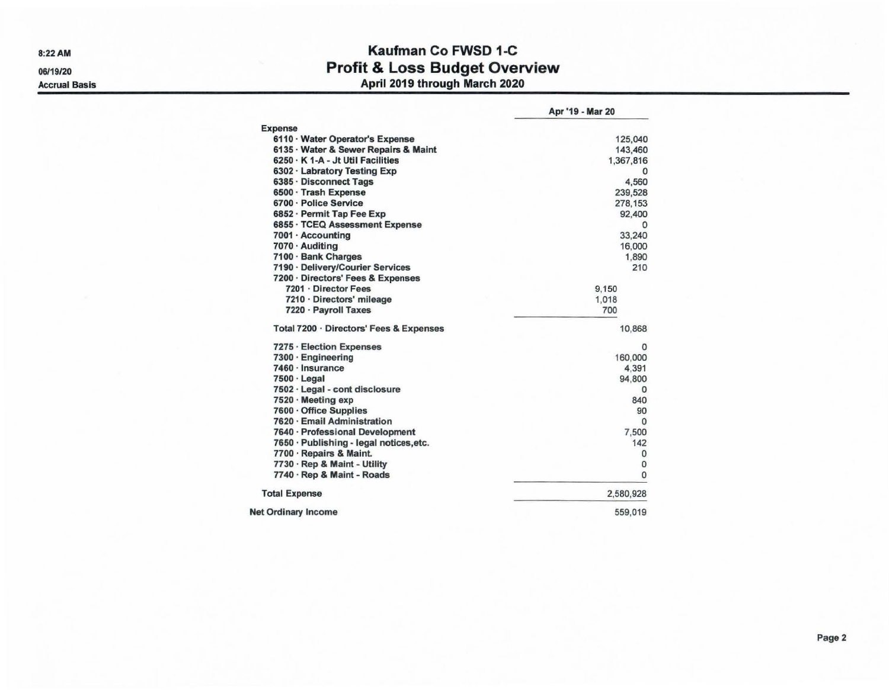# Kaufman Co FWSD 1-C

## Profit & Loss Budget Overview

### April 2019 through March 2020

8:22 AM
06/19/20
Accrual Basis

| | | Apr '19 - Mar 20 |
|---|---|---|
| **Expense** | | |
| 6110 · Water Operator's Expense | | 125,040 |
| 6135 · Water & Sewer Repairs & Maint | | 143,460 |
| 6250 · K 1-A - Jt Util Facilities | | 1,367,816 |
| 6302 · Labratory Testing Exp | | 0 |
| 6385 · Disconnect Tags | | 4,560 |
| 6500 · Trash Expense | | 239,528 |
| 6700 · Police Service | | 278,153 |
| 6852 · Permit Tap Fee Exp | | 92,400 |
| 6855 · TCEQ Assessment Expense | | 0 |
| 7001 · Accounting | | 33,240 |
| 7070 · Auditing | | 16,000 |
| 7100 · Bank Charges | | 1,890 |
| 7190 · Delivery/Courier Services | | 210 |
| 7200 · Directors' Fees & Expenses | | |
| 7201 · Director Fees | 9,150 | |
| 7210 · Directors' mileage | 1,018 | |
| 7220 · Payroll Taxes | 700 | |
| Total 7200 · Directors' Fees & Expenses | | 10,868 |
| 7275 · Election Expenses | | 0 |
| 7300 · Engineering | | 160,000 |
| 7460 · Insurance | | 4,391 |
| 7500 · Legal | | 94,800 |
| 7502 · Legal - cont disclosure | | 0 |
| 7520 · Meeting exp | | 840 |
| 7600 · Office Supplies | | 90 |
| 7620 · Email Administration | | 0 |
| 7640 · Professional Development | | 7,500 |
| 7650 · Publishing - legal notices,etc. | | 142 |
| 7700 · Repairs & Maint. | | 0 |
| 7730 · Rep & Maint - Utility | | 0 |
| 7740 · Rep & Maint - Roads | | 0 |
| **Total Expense** | | 2,580,928 |
| **Net Ordinary Income** | | 559,019 |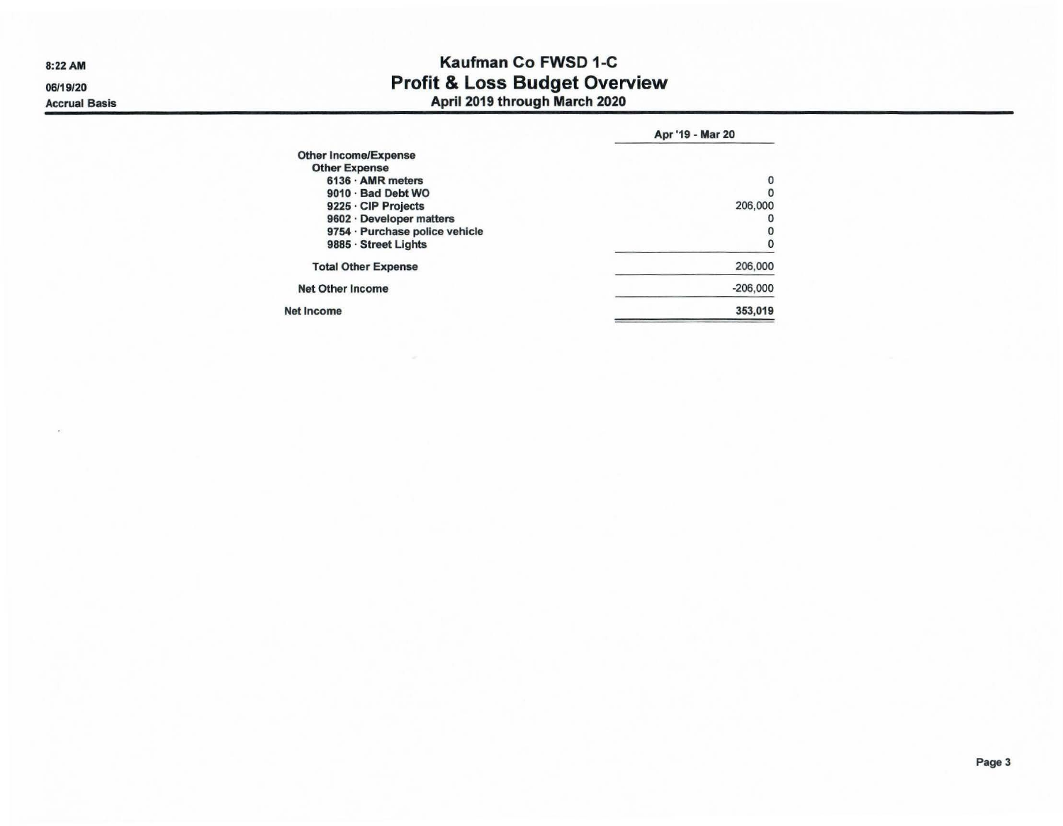# Kaufman Co FWSD 1-C

## Profit & Loss Budget Overview

### April 2019 through March 2020

8:22 AM
06/19/20
Accrual Basis

| | Apr '19 - Mar 20 |
|---|---|
| **Other Income/Expense** | |
| **Other Expense** | |
| 6136 · AMR meters | 0 |
| 9010 · Bad Debt WO | 0 |
| 9225 · CIP Projects | 206,000 |
| 9602 · Developer matters | 0 |
| 9754 · Purchase police vehicle | 0 |
| 9885 · Street Lights | 0 |
| **Total Other Expense** | 206,000 |
| **Net Other Income** | -206,000 |
| **Net Income** | **353,019** |